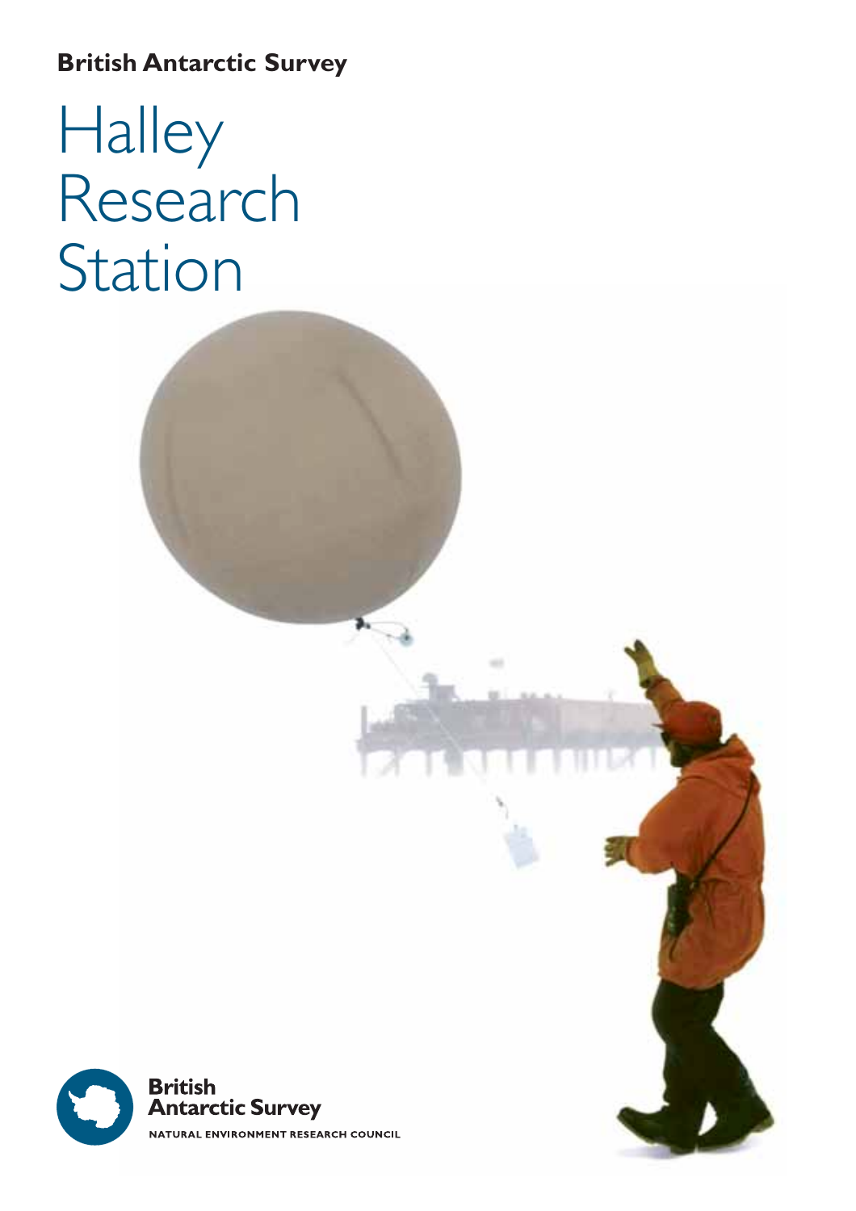**British Antarctic Survey**

# Halley Research Station

British Antarctic Survey

NATURAL ENVIRONMENT RESEARCH COUNCIL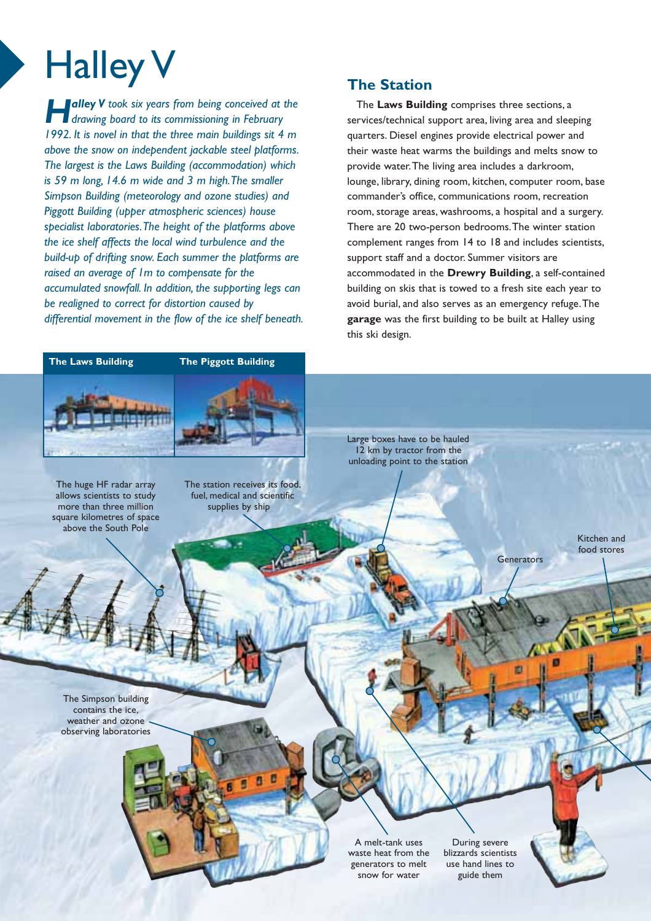# Halley V

***Halley V** took six years from being conceived at the drawing board to its commissioning in February 1992. It is novel in that the three main buildings sit 4 m above the snow on independent jackable steel platforms. The largest is the Laws Building (accommodation) which is 59 m long, 14.6 m wide and 3 m high. The smaller Simpson Building (meteorology and ozone studies) and Piggott Building (upper atmospheric sciences) house specialist laboratories. The height of the platforms above the ice shelf affects the local wind turbulence and the build-up of drifting snow. Each summer the platforms are raised an average of 1m to compensate for the accumulated snowfall. In addition, the supporting legs can be realigned to correct for distortion caused by differential movement in the flow of the ice shelf beneath.*

## The Station

The **Laws Building** comprises three sections, a services/technical support area, living area and sleeping quarters. Diesel engines provide electrical power and their waste heat warms the buildings and melts snow to provide water. The living area includes a darkroom, lounge, library, dining room, kitchen, computer room, base commander's office, communications room, recreation room, storage areas, washrooms, a hospital and a surgery. There are 20 two-person bedrooms. The winter station complement ranges from 14 to 18 and includes scientists, support staff and a doctor. Summer visitors are accommodated in the **Drewry Building**, a self-contained building on skis that is towed to a fresh site each year to avoid burial, and also serves as an emergency refuge. The **garage** was the first building to be built at Halley using this ski design.

**The Laws Building**

**The Piggott Building**

Large boxes have to be hauled 12 km by tractor from the unloading point to the station

The huge HF radar array allows scientists to study more than three million square kilometres of space above the South Pole

The station receives its food, fuel, medical and scientific supplies by ship

Generators

Kitchen and food stores

The Simpson building contains the ice, weather and ozone observing laboratories

A melt-tank uses waste heat from the generators to melt snow for water

During severe blizzards scientists use hand lines to guide them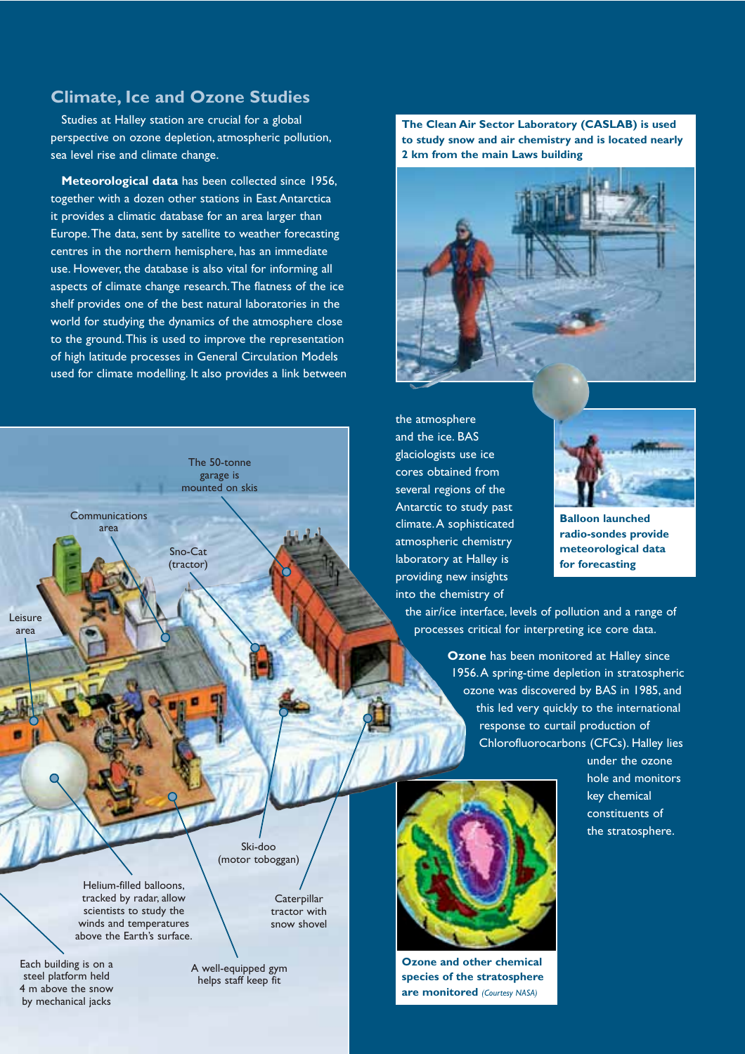## Climate, Ice and Ozone Studies

Studies at Halley station are crucial for a global perspective on ozone depletion, atmospheric pollution, sea level rise and climate change.

**Meteorological data** has been collected since 1956, together with a dozen other stations in East Antarctica it provides a climatic database for an area larger than Europe. The data, sent by satellite to weather forecasting centres in the northern hemisphere, has an immediate use. However, the database is also vital for informing all aspects of climate change research. The flatness of the ice shelf provides one of the best natural laboratories in the world for studying the dynamics of the atmosphere close to the ground. This is used to improve the representation of high latitude processes in General Circulation Models used for climate modelling. It also provides a link between the atmosphere and the ice. BAS glaciologists use ice cores obtained from several regions of the Antarctic to study past climate. A sophisticated atmospheric chemistry laboratory at Halley is providing new insights into the chemistry of the air/ice interface, levels of pollution and a range of processes critical for interpreting ice core data.

**The Clean Air Sector Laboratory (CASLAB) is used to study snow and air chemistry and is located nearly 2 km from the main Laws building**

**Balloon launched radio-sondes provide meteorological data for forecasting**

The 50-tonne garage is mounted on skis

Communications area

Sno-Cat (tractor)

Leisure area

Ski-doo (motor toboggan)

Helium-filled balloons, tracked by radar, allow scientists to study the winds and temperatures above the Earth's surface.

Caterpillar tractor with snow shovel

Each building is on a steel platform held 4 m above the snow by mechanical jacks

A well-equipped gym helps staff keep fit

**Ozone** has been monitored at Halley since 1956. A spring-time depletion in stratospheric ozone was discovered by BAS in 1985, and this led very quickly to the international response to curtail production of Chlorofluorocarbons (CFCs). Halley lies under the ozone hole and monitors key chemical constituents of the stratosphere.

**Ozone and other chemical species of the stratosphere are monitored** *(Courtesy NASA)*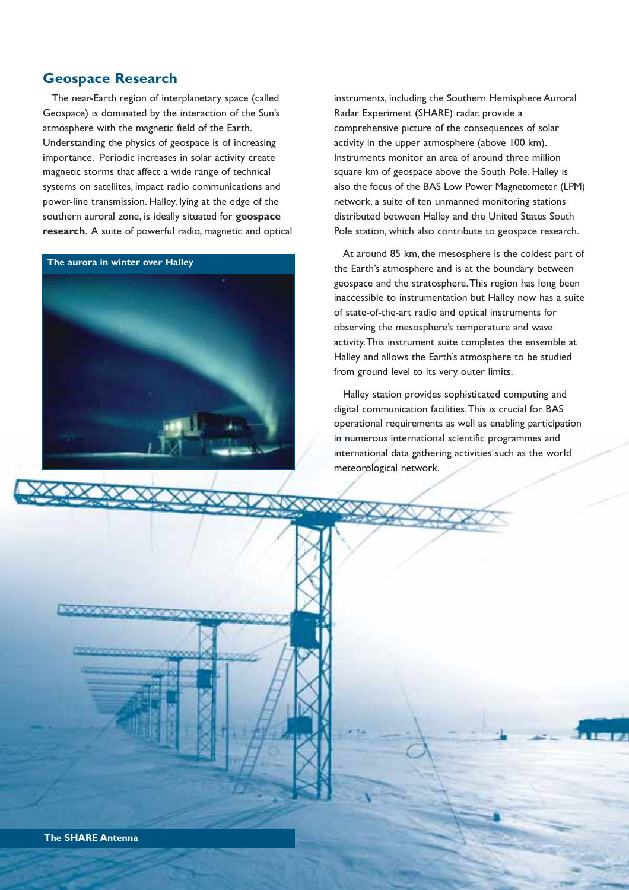## Geospace Research

The near-Earth region of interplanetary space (called Geospace) is dominated by the interaction of the Sun's atmosphere with the magnetic field of the Earth. Understanding the physics of geospace is of increasing importance. Periodic increases in solar activity create magnetic storms that affect a wide range of technical systems on satellites, impact radio communications and power-line transmission. Halley, lying at the edge of the southern auroral zone, is ideally situated for **geospace research**. A suite of powerful radio, magnetic and optical instruments, including the Southern Hemisphere Auroral Radar Experiment (SHARE) radar, provide a comprehensive picture of the consequences of solar activity in the upper atmosphere (above 100 km). Instruments monitor an area of around three million square km of geospace above the South Pole. Halley is also the focus of the BAS Low Power Magnetometer (LPM) network, a suite of ten unmanned monitoring stations distributed between Halley and the United States South Pole station, which also contribute to geospace research.

**The aurora in winter over Halley**

At around 85 km, the mesosphere is the coldest part of the Earth's atmosphere and is at the boundary between geospace and the stratosphere. This region has long been inaccessible to instrumentation but Halley now has a suite of state-of-the-art radio and optical instruments for observing the mesosphere's temperature and wave activity. This instrument suite completes the ensemble at Halley and allows the Earth's atmosphere to be studied from ground level to its very outer limits.

Halley station provides sophisticated computing and digital communication facilities. This is crucial for BAS operational requirements as well as enabling participation in numerous international scientific programmes and international data gathering activities such as the world meteorological network.

**The SHARE Antenna**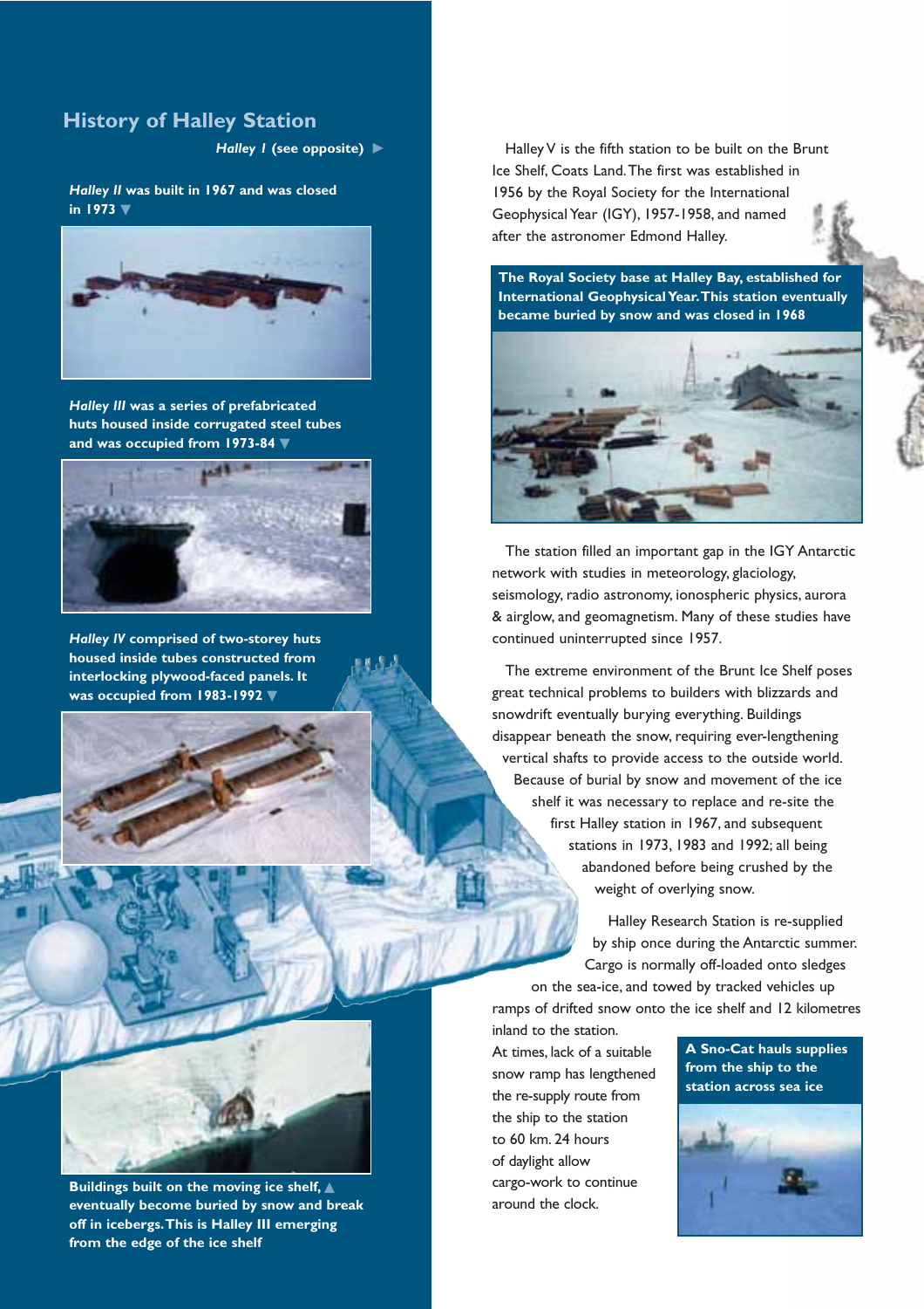## History of Halley Station

***Halley I*** **(see opposite)** ▶

***Halley II*** **was built in 1967 and was closed in 1973** ▼

***Halley III*** **was a series of prefabricated huts housed inside corrugated steel tubes and was occupied from 1973-84** ▼

***Halley IV*** **comprised of two-storey huts housed inside tubes constructed from interlocking plywood-faced panels. It was occupied from 1983-1992** ▼

**Buildings built on the moving ice shelf,** ▲ **eventually become buried by snow and break off in icebergs. This is Halley III emerging from the edge of the ice shelf**

Halley V is the fifth station to be built on the Brunt Ice Shelf, Coats Land. The first was established in 1956 by the Royal Society for the International Geophysical Year (IGY), 1957-1958, and named after the astronomer Edmond Halley.

**The Royal Society base at Halley Bay, established for International Geophysical Year. This station eventually became buried by snow and was closed in 1968**

The station filled an important gap in the IGY Antarctic network with studies in meteorology, glaciology, seismology, radio astronomy, ionospheric physics, aurora & airglow, and geomagnetism. Many of these studies have continued uninterrupted since 1957.

The extreme environment of the Brunt Ice Shelf poses great technical problems to builders with blizzards and snowdrift eventually burying everything. Buildings disappear beneath the snow, requiring ever-lengthening vertical shafts to provide access to the outside world. Because of burial by snow and movement of the ice shelf it was necessary to replace and re-site the first Halley station in 1967, and subsequent stations in 1973, 1983 and 1992; all being abandoned before being crushed by the weight of overlying snow.

Halley Research Station is re-supplied by ship once during the Antarctic summer. Cargo is normally off-loaded onto sledges on the sea-ice, and towed by tracked vehicles up ramps of drifted snow onto the ice shelf and 12 kilometres inland to the station.

At times, lack of a suitable snow ramp has lengthened the re-supply route from the ship to the station to 60 km. 24 hours of daylight allow cargo-work to continue around the clock.

**A Sno-Cat hauls supplies from the ship to the station across sea ice**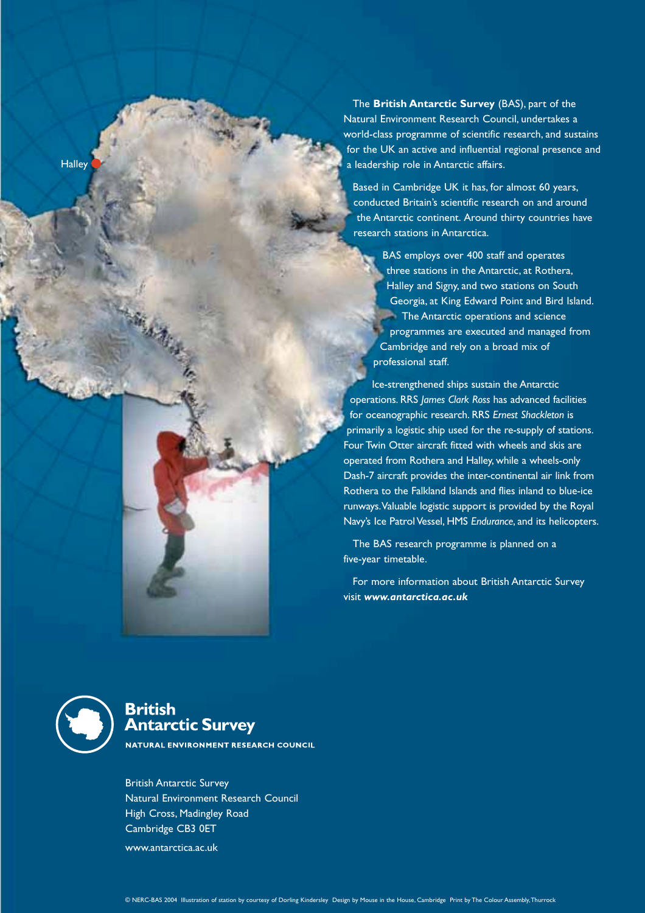Halley

The **British Antarctic Survey** (BAS), part of the Natural Environment Research Council, undertakes a world-class programme of scientific research, and sustains for the UK an active and influential regional presence and a leadership role in Antarctic affairs.

Based in Cambridge UK it has, for almost 60 years, conducted Britain's scientific research on and around the Antarctic continent. Around thirty countries have research stations in Antarctica.

BAS employs over 400 staff and operates three stations in the Antarctic, at Rothera, Halley and Signy, and two stations on South Georgia, at King Edward Point and Bird Island. The Antarctic operations and science programmes are executed and managed from Cambridge and rely on a broad mix of professional staff.

Ice-strengthened ships sustain the Antarctic operations. RRS *James Clark Ross* has advanced facilities for oceanographic research. RRS *Ernest Shackleton* is primarily a logistic ship used for the re-supply of stations. Four Twin Otter aircraft fitted with wheels and skis are operated from Rothera and Halley, while a wheels-only Dash-7 aircraft provides the inter-continental air link from Rothera to the Falkland Islands and flies inland to blue-ice runways. Valuable logistic support is provided by the Royal Navy's Ice Patrol Vessel, HMS *Endurance*, and its helicopters.

The BAS research programme is planned on a five-year timetable.

For more information about British Antarctic Survey visit ***www.antarctica.ac.uk***

**British Antarctic Survey**
NATURAL ENVIRONMENT RESEARCH COUNCIL

British Antarctic Survey
Natural Environment Research Council
High Cross, Madingley Road
Cambridge CB3 0ET

www.antarctica.ac.uk

© NERC-BAS 2004 Illustration of station by courtesy of Dorling Kindersley Design by Mouse in the House, Cambridge Print by The Colour Assembly, Thurrock